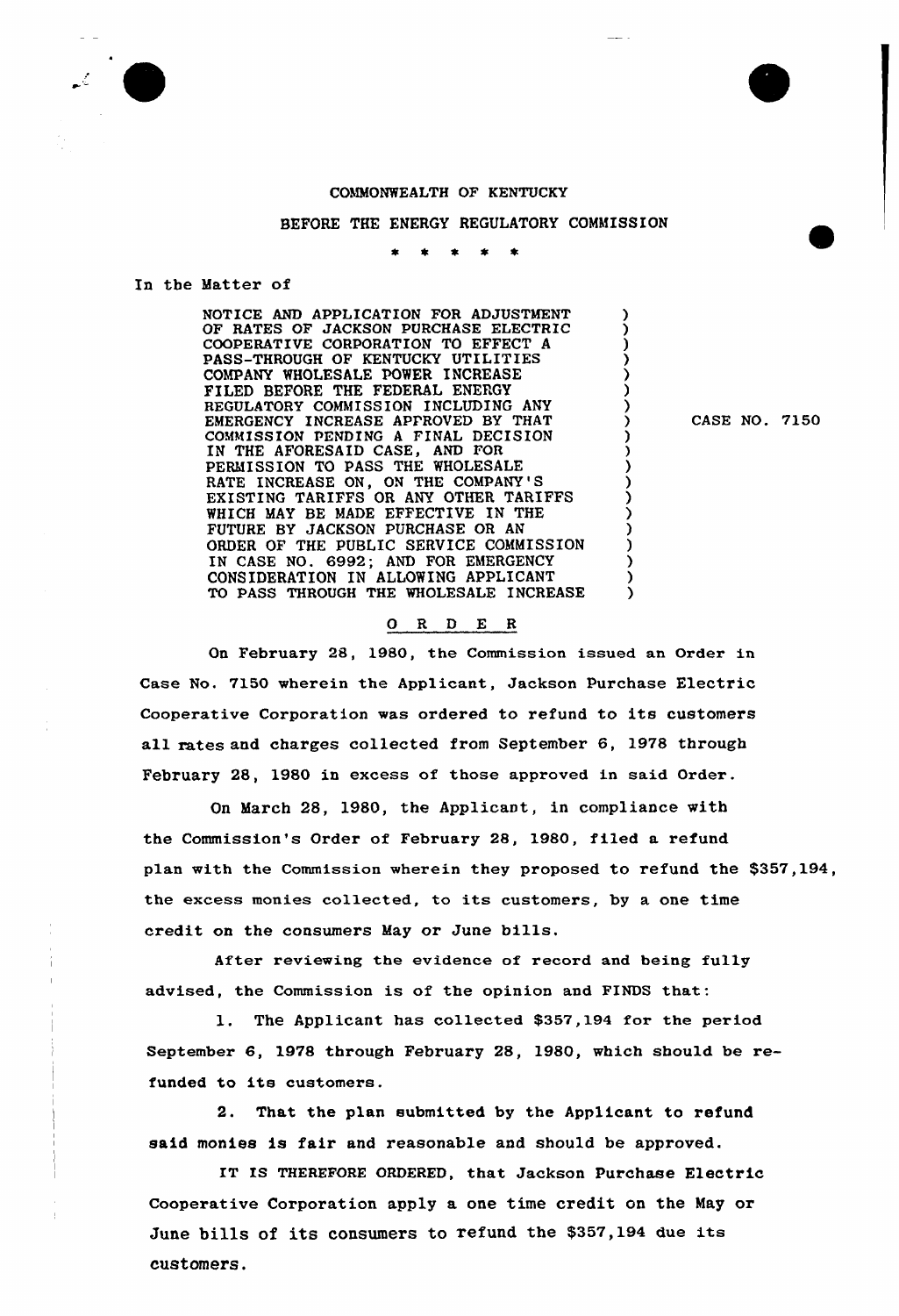COMMONWEALTH OF KENTUCKY

BEFORE THE ENERGY REGULATORY COMMISSION

\* \* \* \* \*

In the Matter of

NOTICE AND APPLICATION FOR ADJUSTMENT OF RATES OF JACKSON PURCHASE ELECTRIC COOPERATIVE CORPORATION TO EFFECT A PASS-THROUGH OF KENTUCKY UTILITIES COMPANY WHOLESALE POWER INCREASE FILED BEFORE THE FEDERAL ENERGY REGULATORY COMMISSION INCLUDING ANY EMERGENCY INCREASE APPROVED BY THAT COMMISSION PENDING A FINAL DECISION IN THE AFORESAID CASE, AND FOR PERMISSION TO PASS THE WHOLESALE RATE INCREASE ON, ON THE COMPANY'S EXISTING TARIFFS OR ANY OTHER TARIFFS WHICH MAY BE MADE EFFECTIVE IN THE FUTURE BY JACKSON PURCHASE OR AN ORDER OF THE PUBLIC SERVICE COMMISSION IN CASE NO. 6992; AND FOR EMERGENCY CONSIDERATION IN ALLOWING APPLICANT TO PASS THROUGH THE WHOLESALE INCREASE

CASE NO. 7150

O R D E R

On February 28, 1980, the Commission issued an Order in Case No. 7150 wherein the Applicant, Jackson Purchase Electric Cooperative Corporation was ordered to refund to its customers all rates and charges collected from September 6, 1978 through February 28, 1980 in excess of those approved in said Order.

On March 28, 1980, the Applicant, in compliance with the Commission's Order of February 28, 1980, filed a refund plan with the Commission wherein they proposed to refund the $357,194, the excess monies collected, to its customers, by a one time credit on the consumers May or June bills.

After reviewing the evidence of record and being fully advised, the Commission is of the opinion and FINDS that:

1. The Applicant has collected $357,194 for the period September 6, 1978 through February 28, 1980, which should be refunded to its customers.

2. That the plan submitted by the Applicant to refund said monies is fair and reasonable and should be approved.

IT IS THEREFORE ORDERED, that Jackson Purchase Electric Cooperative Corporation apply a one time credit on the May or June bills of its consumers to refund the $357,194 due its customers.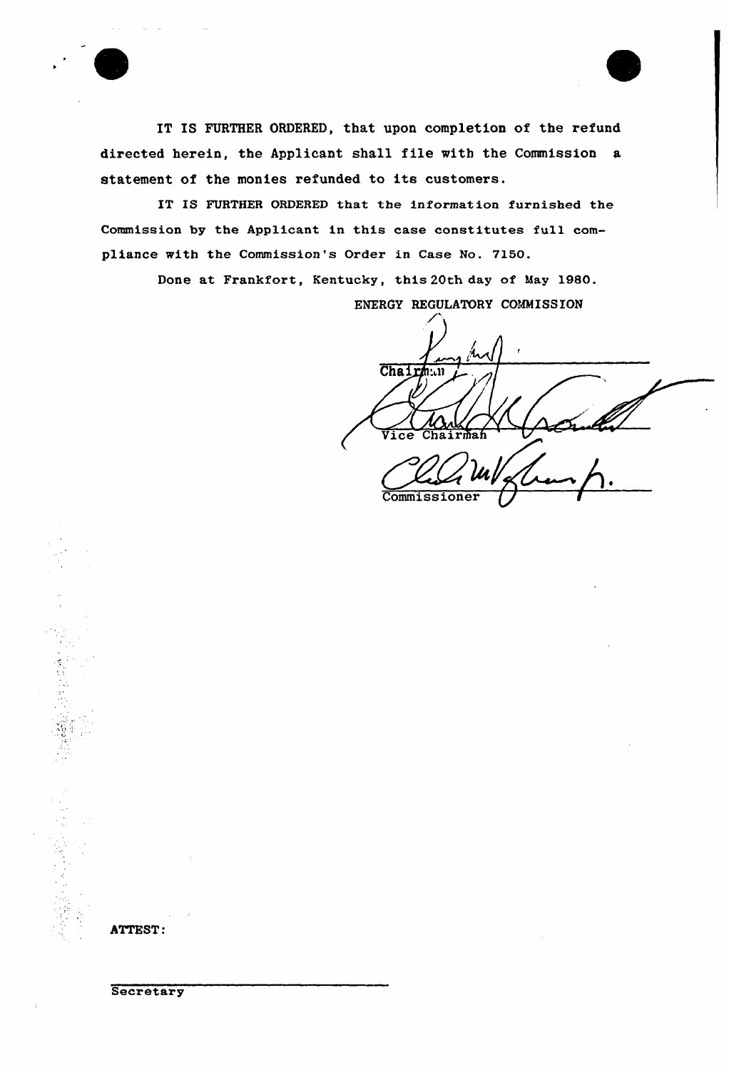IT IS FURTHER ORDERED, that upon completion of the refund directed herein, the Applicant shall file with the Commission a statement of the monies refunded to its customers.

IT IS FURTHER ORDERED that the information furnished the Commission by the Applicant in this case constitutes full compliance with the Commission's Order in Case No. 7150.

Done at Frankfort, Kentucky, this 20th day of May 1980.

ENERGY REGULATORY COMMISSION

Chairman

Vice Chairman

Commissioner

ATTEST:

Secretary